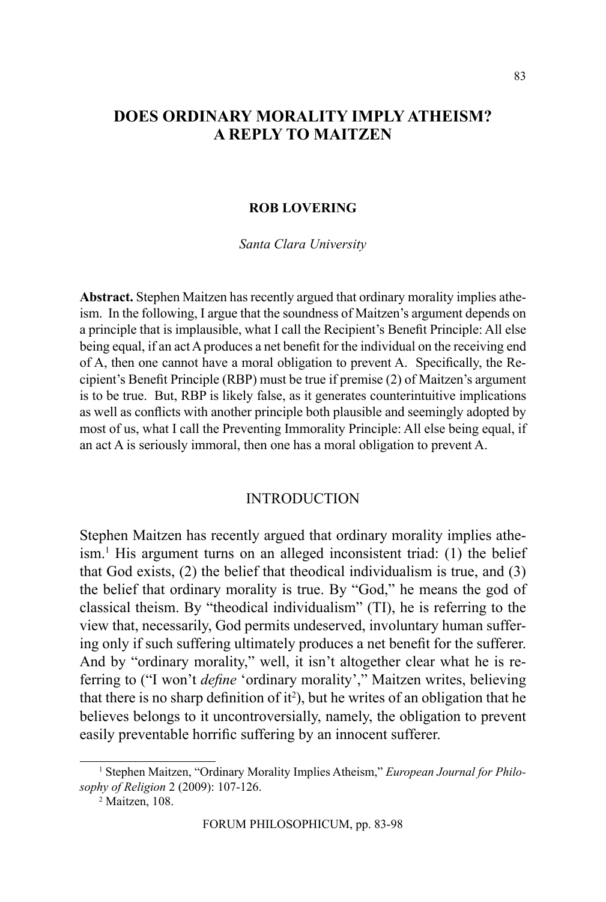# DOES ORDINARY MORALITY IMPLY ATHEISM? A REPLY TO MAITZEN

**ROB LOVERING**

*Santa Clara University*

**Abstract.** Stephen Maitzen has recently argued that ordinary morality implies atheism. In the following, I argue that the soundness of Maitzen's argument depends on a principle that is implausible, what I call the Recipient's Benefit Principle: All else being equal, if an act A produces a net benefit for the individual on the receiving end of A, then one cannot have a moral obligation to prevent A. Specifically, the Recipient's Benefit Principle (RBP) must be true if premise (2) of Maitzen's argument is to be true. But, RBP is likely false, as it generates counterintuitive implications as well as conflicts with another principle both plausible and seemingly adopted by most of us, what I call the Preventing Immorality Principle: All else being equal, if an act A is seriously immoral, then one has a moral obligation to prevent A.

## INTRODUCTION

Stephen Maitzen has recently argued that ordinary morality implies atheism.[1] His argument turns on an alleged inconsistent triad: (1) the belief that God exists, (2) the belief that theodical individualism is true, and (3) the belief that ordinary morality is true. By "God," he means the god of classical theism. By "theodical individualism" (TI), he is referring to the view that, necessarily, God permits undeserved, involuntary human suffering only if such suffering ultimately produces a net benefit for the sufferer. And by "ordinary morality," well, it isn't altogether clear what he is referring to ("I won't *define* 'ordinary morality'," Maitzen writes, believing that there is no sharp definition of it[2]), but he writes of an obligation that he believes belongs to it uncontroversially, namely, the obligation to prevent easily preventable horrific suffering by an innocent sufferer.

[1] Stephen Maitzen, "Ordinary Morality Implies Atheism," *European Journal for Philosophy of Religion* 2 (2009): 107-126.

[2] Maitzen, 108.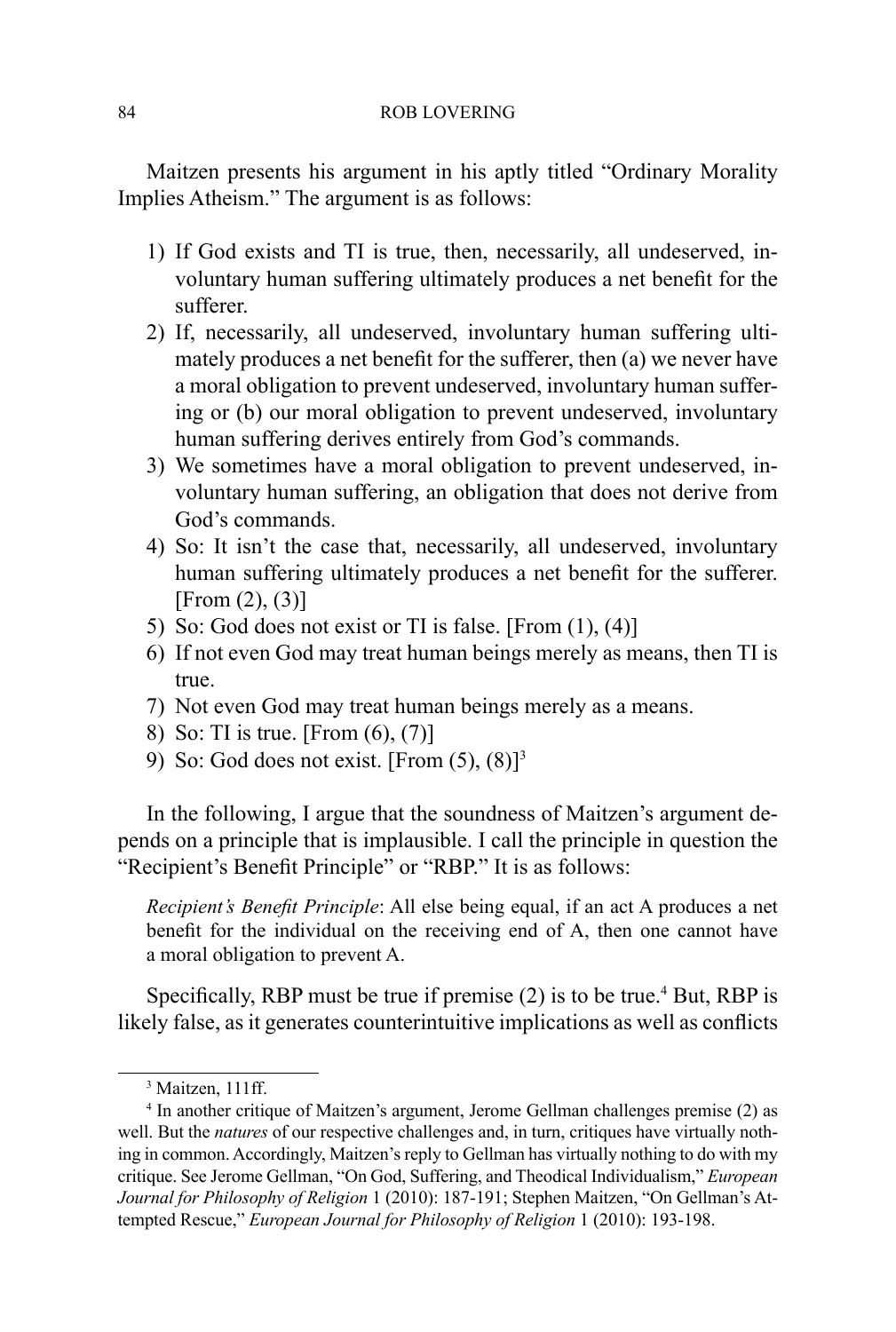Maitzen presents his argument in his aptly titled "Ordinary Morality Implies Atheism." The argument is as follows:

1) If God exists and TI is true, then, necessarily, all undeserved, involuntary human suffering ultimately produces a net benefit for the sufferer.
2) If, necessarily, all undeserved, involuntary human suffering ultimately produces a net benefit for the sufferer, then (a) we never have a moral obligation to prevent undeserved, involuntary human suffering or (b) our moral obligation to prevent undeserved, involuntary human suffering derives entirely from God's commands.
3) We sometimes have a moral obligation to prevent undeserved, involuntary human suffering, an obligation that does not derive from God's commands.
4) So: It isn't the case that, necessarily, all undeserved, involuntary human suffering ultimately produces a net benefit for the sufferer. [From (2), (3)]
5) So: God does not exist or TI is false. [From (1), (4)]
6) If not even God may treat human beings merely as means, then TI is true.
7) Not even God may treat human beings merely as a means.
8) So: TI is true. [From (6), (7)]
9) So: God does not exist. [From (5), (8)][3]

In the following, I argue that the soundness of Maitzen's argument depends on a principle that is implausible. I call the principle in question the "Recipient's Benefit Principle" or "RBP." It is as follows:

*Recipient's Benefit Principle*: All else being equal, if an act A produces a net benefit for the individual on the receiving end of A, then one cannot have a moral obligation to prevent A.

Specifically, RBP must be true if premise (2) is to be true.[4] But, RBP is likely false, as it generates counterintuitive implications as well as conflicts

---

[3] Maitzen, 111ff.

[4] In another critique of Maitzen's argument, Jerome Gellman challenges premise (2) as well. But the *natures* of our respective challenges and, in turn, critiques have virtually nothing in common. Accordingly, Maitzen's reply to Gellman has virtually nothing to do with my critique. See Jerome Gellman, "On God, Suffering, and Theodical Individualism," *European Journal for Philosophy of Religion* 1 (2010): 187-191; Stephen Maitzen, "On Gellman's Attempted Rescue," *European Journal for Philosophy of Religion* 1 (2010): 193-198.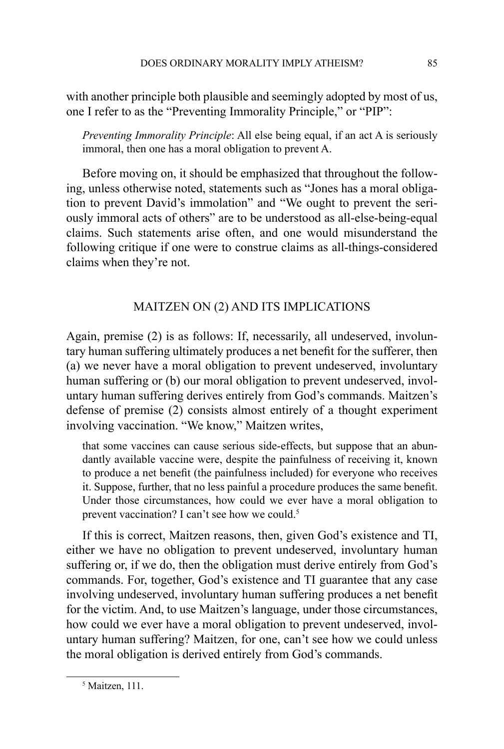with another principle both plausible and seemingly adopted by most of us, one I refer to as the "Preventing Immorality Principle," or "PIP":

> *Preventing Immorality Principle*: All else being equal, if an act A is seriously immoral, then one has a moral obligation to prevent A.

Before moving on, it should be emphasized that throughout the following, unless otherwise noted, statements such as "Jones has a moral obligation to prevent David's immolation" and "We ought to prevent the seriously immoral acts of others" are to be understood as all-else-being-equal claims. Such statements arise often, and one would misunderstand the following critique if one were to construe claims as all-things-considered claims when they're not.

## MAITZEN ON (2) AND ITS IMPLICATIONS

Again, premise (2) is as follows: If, necessarily, all undeserved, involuntary human suffering ultimately produces a net benefit for the sufferer, then (a) we never have a moral obligation to prevent undeserved, involuntary human suffering or (b) our moral obligation to prevent undeserved, involuntary human suffering derives entirely from God's commands. Maitzen's defense of premise (2) consists almost entirely of a thought experiment involving vaccination. "We know," Maitzen writes,

> that some vaccines can cause serious side-effects, but suppose that an abundantly available vaccine were, despite the painfulness of receiving it, known to produce a net benefit (the painfulness included) for everyone who receives it. Suppose, further, that no less painful a procedure produces the same benefit. Under those circumstances, how could we ever have a moral obligation to prevent vaccination? I can't see how we could.[5]

If this is correct, Maitzen reasons, then, given God's existence and TI, either we have no obligation to prevent undeserved, involuntary human suffering or, if we do, then the obligation must derive entirely from God's commands. For, together, God's existence and TI guarantee that any case involving undeserved, involuntary human suffering produces a net benefit for the victim. And, to use Maitzen's language, under those circumstances, how could we ever have a moral obligation to prevent undeserved, involuntary human suffering? Maitzen, for one, can't see how we could unless the moral obligation is derived entirely from God's commands.

[5] Maitzen, 111.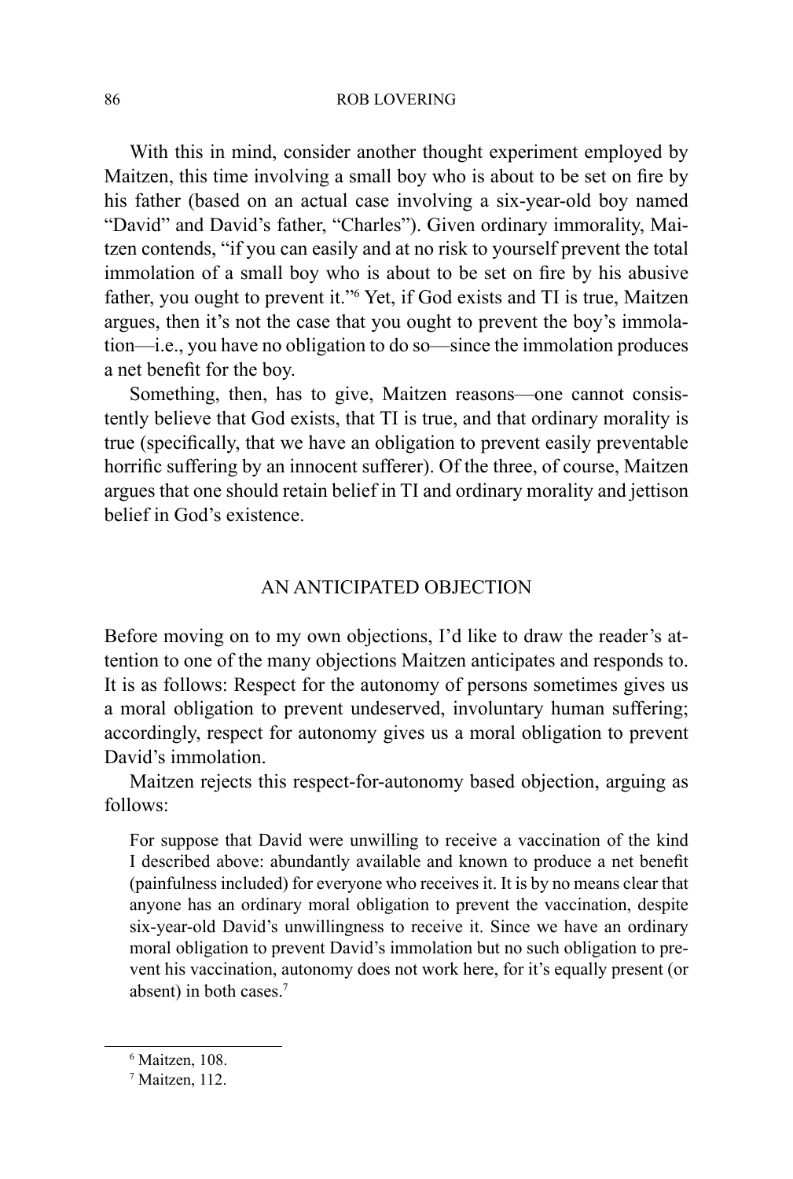With this in mind, consider another thought experiment employed by Maitzen, this time involving a small boy who is about to be set on fire by his father (based on an actual case involving a six-year-old boy named "David" and David's father, "Charles"). Given ordinary immorality, Maitzen contends, "if you can easily and at no risk to yourself prevent the total immolation of a small boy who is about to be set on fire by his abusive father, you ought to prevent it."[6] Yet, if God exists and TI is true, Maitzen argues, then it's not the case that you ought to prevent the boy's immolation—i.e., you have no obligation to do so—since the immolation produces a net benefit for the boy.

Something, then, has to give, Maitzen reasons—one cannot consistently believe that God exists, that TI is true, and that ordinary morality is true (specifically, that we have an obligation to prevent easily preventable horrific suffering by an innocent sufferer). Of the three, of course, Maitzen argues that one should retain belief in TI and ordinary morality and jettison belief in God's existence.

## AN ANTICIPATED OBJECTION

Before moving on to my own objections, I'd like to draw the reader's attention to one of the many objections Maitzen anticipates and responds to. It is as follows: Respect for the autonomy of persons sometimes gives us a moral obligation to prevent undeserved, involuntary human suffering; accordingly, respect for autonomy gives us a moral obligation to prevent David's immolation.

Maitzen rejects this respect-for-autonomy based objection, arguing as follows:

> For suppose that David were unwilling to receive a vaccination of the kind I described above: abundantly available and known to produce a net benefit (painfulness included) for everyone who receives it. It is by no means clear that anyone has an ordinary moral obligation to prevent the vaccination, despite six-year-old David's unwillingness to receive it. Since we have an ordinary moral obligation to prevent David's immolation but no such obligation to prevent his vaccination, autonomy does not work here, for it's equally present (or absent) in both cases.[7]

---

[6] Maitzen, 108.

[7] Maitzen, 112.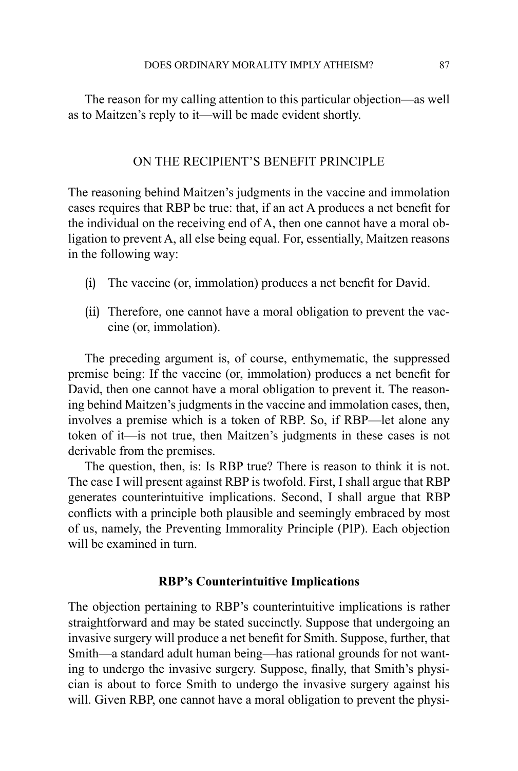The reason for my calling attention to this particular objection—as well as to Maitzen's reply to it—will be made evident shortly.

## ON THE RECIPIENT'S BENEFIT PRINCIPLE

The reasoning behind Maitzen's judgments in the vaccine and immolation cases requires that RBP be true: that, if an act A produces a net benefit for the individual on the receiving end of A, then one cannot have a moral obligation to prevent A, all else being equal. For, essentially, Maitzen reasons in the following way:

(i) The vaccine (or, immolation) produces a net benefit for David.

(ii) Therefore, one cannot have a moral obligation to prevent the vaccine (or, immolation).

The preceding argument is, of course, enthymematic, the suppressed premise being: If the vaccine (or, immolation) produces a net benefit for David, then one cannot have a moral obligation to prevent it. The reasoning behind Maitzen's judgments in the vaccine and immolation cases, then, involves a premise which is a token of RBP. So, if RBP—let alone any token of it—is not true, then Maitzen's judgments in these cases is not derivable from the premises.

The question, then, is: Is RBP true? There is reason to think it is not. The case I will present against RBP is twofold. First, I shall argue that RBP generates counterintuitive implications. Second, I shall argue that RBP conflicts with a principle both plausible and seemingly embraced by most of us, namely, the Preventing Immorality Principle (PIP). Each objection will be examined in turn.

### RBP's Counterintuitive Implications

The objection pertaining to RBP's counterintuitive implications is rather straightforward and may be stated succinctly. Suppose that undergoing an invasive surgery will produce a net benefit for Smith. Suppose, further, that Smith—a standard adult human being—has rational grounds for not wanting to undergo the invasive surgery. Suppose, finally, that Smith's physician is about to force Smith to undergo the invasive surgery against his will. Given RBP, one cannot have a moral obligation to prevent the physi-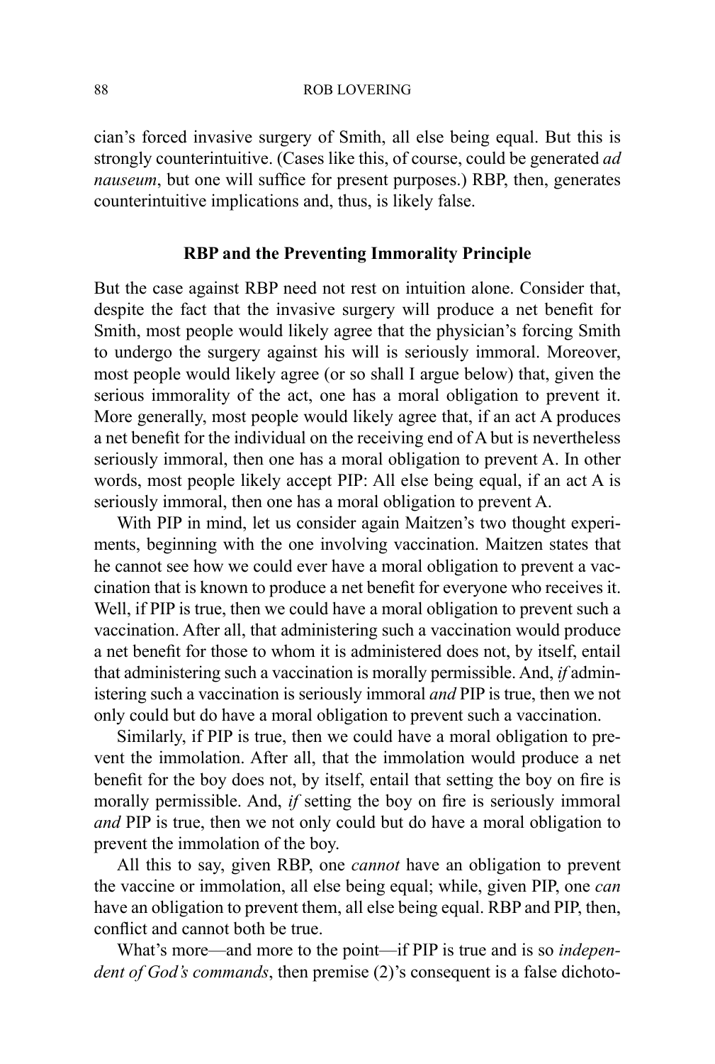cian's forced invasive surgery of Smith, all else being equal. But this is strongly counterintuitive. (Cases like this, of course, could be generated *ad nauseum*, but one will suffice for present purposes.) RBP, then, generates counterintuitive implications and, thus, is likely false.

### RBP and the Preventing Immorality Principle

But the case against RBP need not rest on intuition alone. Consider that, despite the fact that the invasive surgery will produce a net benefit for Smith, most people would likely agree that the physician's forcing Smith to undergo the surgery against his will is seriously immoral. Moreover, most people would likely agree (or so shall I argue below) that, given the serious immorality of the act, one has a moral obligation to prevent it. More generally, most people would likely agree that, if an act A produces a net benefit for the individual on the receiving end of A but is nevertheless seriously immoral, then one has a moral obligation to prevent A. In other words, most people likely accept PIP: All else being equal, if an act A is seriously immoral, then one has a moral obligation to prevent A.

With PIP in mind, let us consider again Maitzen's two thought experiments, beginning with the one involving vaccination. Maitzen states that he cannot see how we could ever have a moral obligation to prevent a vaccination that is known to produce a net benefit for everyone who receives it. Well, if PIP is true, then we could have a moral obligation to prevent such a vaccination. After all, that administering such a vaccination would produce a net benefit for those to whom it is administered does not, by itself, entail that administering such a vaccination is morally permissible. And, *if* administering such a vaccination is seriously immoral *and* PIP is true, then we not only could but do have a moral obligation to prevent such a vaccination.

Similarly, if PIP is true, then we could have a moral obligation to prevent the immolation. After all, that the immolation would produce a net benefit for the boy does not, by itself, entail that setting the boy on fire is morally permissible. And, *if* setting the boy on fire is seriously immoral *and* PIP is true, then we not only could but do have a moral obligation to prevent the immolation of the boy.

All this to say, given RBP, one *cannot* have an obligation to prevent the vaccine or immolation, all else being equal; while, given PIP, one *can* have an obligation to prevent them, all else being equal. RBP and PIP, then, conflict and cannot both be true.

What's more—and more to the point—if PIP is true and is so *independent of God's commands*, then premise (2)'s consequent is a false dichoto-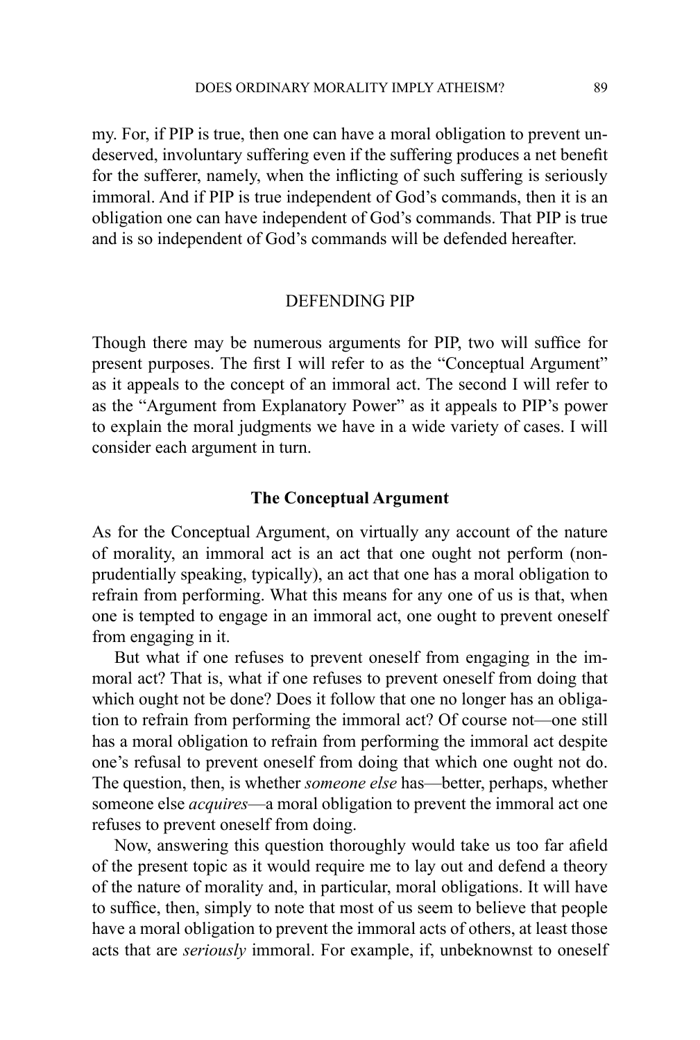my. For, if PIP is true, then one can have a moral obligation to prevent undeserved, involuntary suffering even if the suffering produces a net benefit for the sufferer, namely, when the inflicting of such suffering is seriously immoral. And if PIP is true independent of God's commands, then it is an obligation one can have independent of God's commands. That PIP is true and is so independent of God's commands will be defended hereafter.

## DEFENDING PIP

Though there may be numerous arguments for PIP, two will suffice for present purposes. The first I will refer to as the "Conceptual Argument" as it appeals to the concept of an immoral act. The second I will refer to as the "Argument from Explanatory Power" as it appeals to PIP's power to explain the moral judgments we have in a wide variety of cases. I will consider each argument in turn.

### The Conceptual Argument

As for the Conceptual Argument, on virtually any account of the nature of morality, an immoral act is an act that one ought not perform (non-prudentially speaking, typically), an act that one has a moral obligation to refrain from performing. What this means for any one of us is that, when one is tempted to engage in an immoral act, one ought to prevent oneself from engaging in it.

But what if one refuses to prevent oneself from engaging in the immoral act? That is, what if one refuses to prevent oneself from doing that which ought not be done? Does it follow that one no longer has an obligation to refrain from performing the immoral act? Of course not—one still has a moral obligation to refrain from performing the immoral act despite one's refusal to prevent oneself from doing that which one ought not do. The question, then, is whether *someone else* has—better, perhaps, whether someone else *acquires*—a moral obligation to prevent the immoral act one refuses to prevent oneself from doing.

Now, answering this question thoroughly would take us too far afield of the present topic as it would require me to lay out and defend a theory of the nature of morality and, in particular, moral obligations. It will have to suffice, then, simply to note that most of us seem to believe that people have a moral obligation to prevent the immoral acts of others, at least those acts that are *seriously* immoral. For example, if, unbeknownst to oneself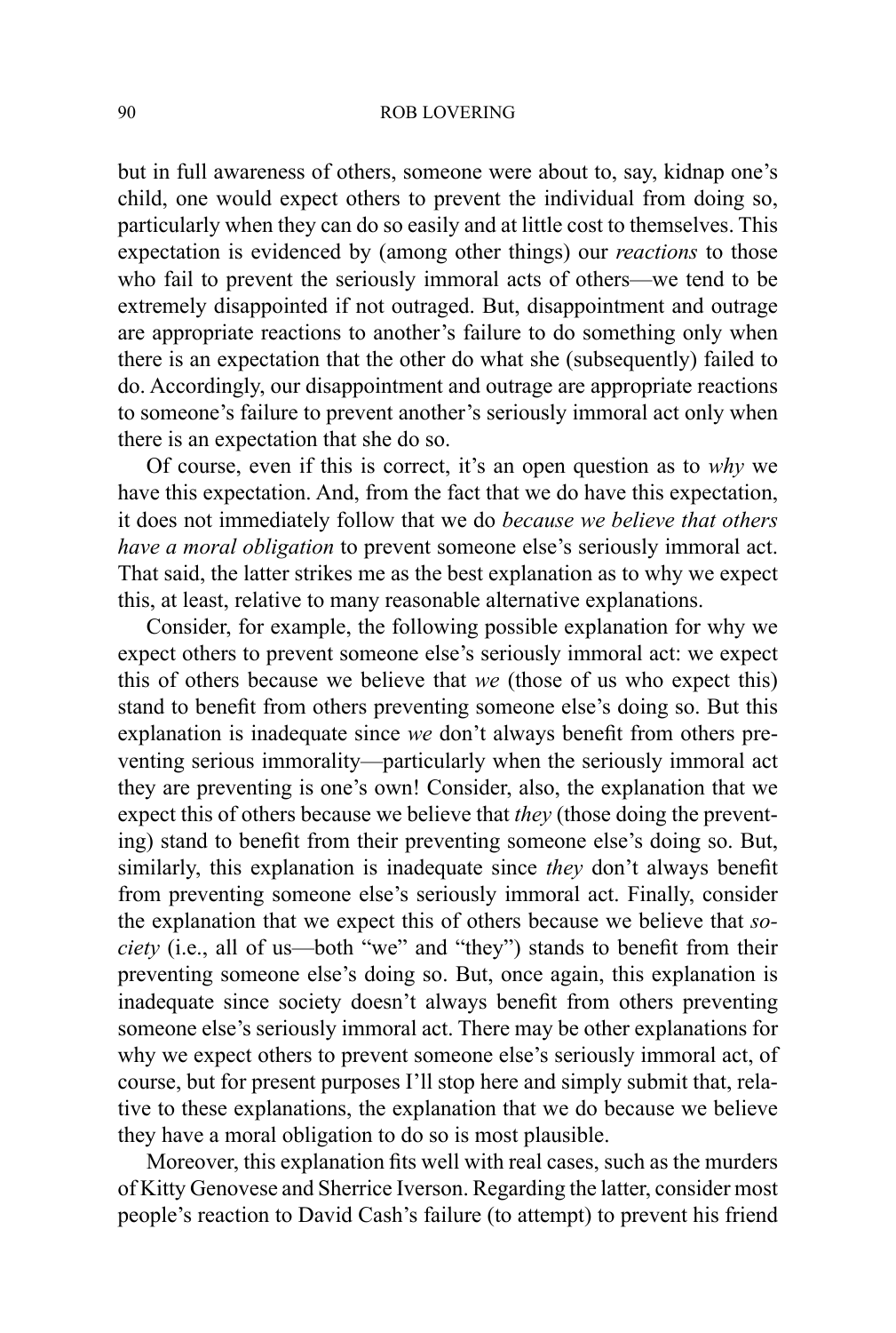but in full awareness of others, someone were about to, say, kidnap one's child, one would expect others to prevent the individual from doing so, particularly when they can do so easily and at little cost to themselves. This expectation is evidenced by (among other things) our *reactions* to those who fail to prevent the seriously immoral acts of others—we tend to be extremely disappointed if not outraged. But, disappointment and outrage are appropriate reactions to another's failure to do something only when there is an expectation that the other do what she (subsequently) failed to do. Accordingly, our disappointment and outrage are appropriate reactions to someone's failure to prevent another's seriously immoral act only when there is an expectation that she do so.

Of course, even if this is correct, it's an open question as to *why* we have this expectation. And, from the fact that we do have this expectation, it does not immediately follow that we do *because we believe that others have a moral obligation* to prevent someone else's seriously immoral act. That said, the latter strikes me as the best explanation as to why we expect this, at least, relative to many reasonable alternative explanations.

Consider, for example, the following possible explanation for why we expect others to prevent someone else's seriously immoral act: we expect this of others because we believe that *we* (those of us who expect this) stand to benefit from others preventing someone else's doing so. But this explanation is inadequate since *we* don't always benefit from others preventing serious immorality—particularly when the seriously immoral act they are preventing is one's own! Consider, also, the explanation that we expect this of others because we believe that *they* (those doing the preventing) stand to benefit from their preventing someone else's doing so. But, similarly, this explanation is inadequate since *they* don't always benefit from preventing someone else's seriously immoral act. Finally, consider the explanation that we expect this of others because we believe that *society* (i.e., all of us—both "we" and "they") stands to benefit from their preventing someone else's doing so. But, once again, this explanation is inadequate since society doesn't always benefit from others preventing someone else's seriously immoral act. There may be other explanations for why we expect others to prevent someone else's seriously immoral act, of course, but for present purposes I'll stop here and simply submit that, relative to these explanations, the explanation that we do because we believe they have a moral obligation to do so is most plausible.

Moreover, this explanation fits well with real cases, such as the murders of Kitty Genovese and Sherrice Iverson. Regarding the latter, consider most people's reaction to David Cash's failure (to attempt) to prevent his friend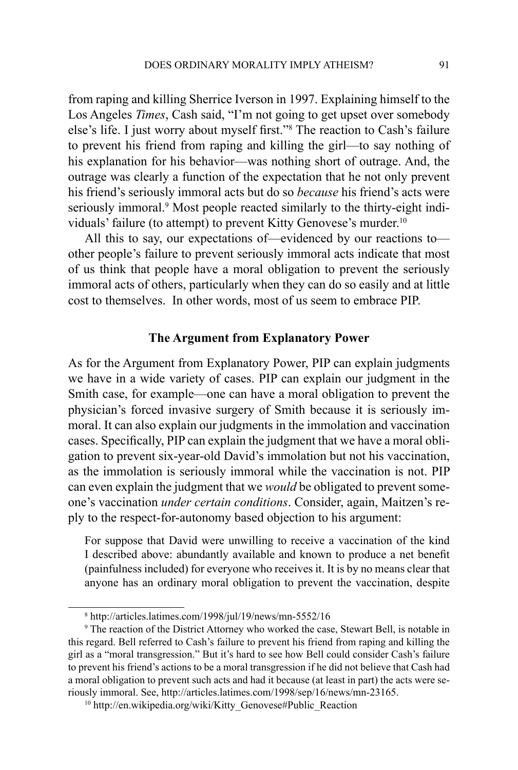from raping and killing Sherrice Iverson in 1997. Explaining himself to the Los Angeles *Times*, Cash said, "I'm not going to get upset over somebody else's life. I just worry about myself first."[8] The reaction to Cash's failure to prevent his friend from raping and killing the girl—to say nothing of his explanation for his behavior—was nothing short of outrage. And, the outrage was clearly a function of the expectation that he not only prevent his friend's seriously immoral acts but do so *because* his friend's acts were seriously immoral.[9] Most people reacted similarly to the thirty-eight individuals' failure (to attempt) to prevent Kitty Genovese's murder.[10]

All this to say, our expectations of—evidenced by our reactions to—other people's failure to prevent seriously immoral acts indicate that most of us think that people have a moral obligation to prevent the seriously immoral acts of others, particularly when they can do so easily and at little cost to themselves. In other words, most of us seem to embrace PIP.

## The Argument from Explanatory Power

As for the Argument from Explanatory Power, PIP can explain judgments we have in a wide variety of cases. PIP can explain our judgment in the Smith case, for example—one can have a moral obligation to prevent the physician's forced invasive surgery of Smith because it is seriously immoral. It can also explain our judgments in the immolation and vaccination cases. Specifically, PIP can explain the judgment that we have a moral obligation to prevent six-year-old David's immolation but not his vaccination, as the immolation is seriously immoral while the vaccination is not. PIP can even explain the judgment that we *would* be obligated to prevent someone's vaccination *under certain conditions*. Consider, again, Maitzen's reply to the respect-for-autonomy based objection to his argument:

> For suppose that David were unwilling to receive a vaccination of the kind I described above: abundantly available and known to produce a net benefit (painfulness included) for everyone who receives it. It is by no means clear that anyone has an ordinary moral obligation to prevent the vaccination, despite

[8] http://articles.latimes.com/1998/jul/19/news/mn-5552/16

[9] The reaction of the District Attorney who worked the case, Stewart Bell, is notable in this regard. Bell referred to Cash's failure to prevent his friend from raping and killing the girl as a "moral transgression." But it's hard to see how Bell could consider Cash's failure to prevent his friend's actions to be a moral transgression if he did not believe that Cash had a moral obligation to prevent such acts and had it because (at least in part) the acts were seriously immoral. See, http://articles.latimes.com/1998/sep/16/news/mn-23165.

[10] http://en.wikipedia.org/wiki/Kitty_Genovese#Public_Reaction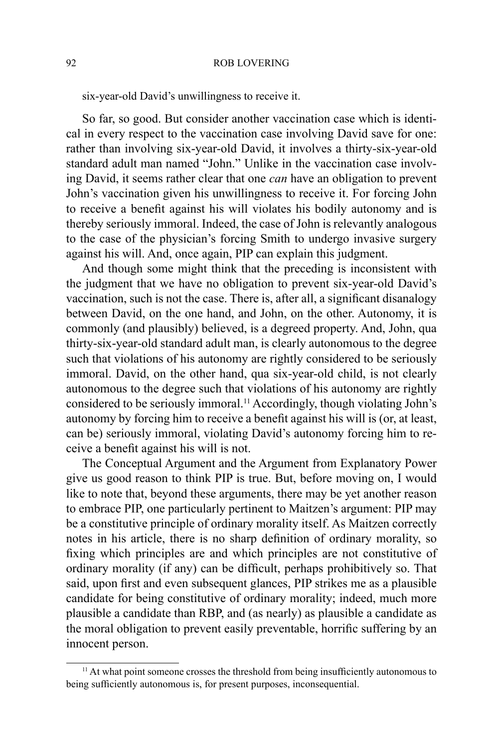six-year-old David's unwillingness to receive it.

So far, so good. But consider another vaccination case which is identical in every respect to the vaccination case involving David save for one: rather than involving six-year-old David, it involves a thirty-six-year-old standard adult man named "John." Unlike in the vaccination case involving David, it seems rather clear that one *can* have an obligation to prevent John's vaccination given his unwillingness to receive it. For forcing John to receive a benefit against his will violates his bodily autonomy and is thereby seriously immoral. Indeed, the case of John is relevantly analogous to the case of the physician's forcing Smith to undergo invasive surgery against his will. And, once again, PIP can explain this judgment.

And though some might think that the preceding is inconsistent with the judgment that we have no obligation to prevent six-year-old David's vaccination, such is not the case. There is, after all, a significant disanalogy between David, on the one hand, and John, on the other. Autonomy, it is commonly (and plausibly) believed, is a degreed property. And, John, qua thirty-six-year-old standard adult man, is clearly autonomous to the degree such that violations of his autonomy are rightly considered to be seriously immoral. David, on the other hand, qua six-year-old child, is not clearly autonomous to the degree such that violations of his autonomy are rightly considered to be seriously immoral.[11] Accordingly, though violating John's autonomy by forcing him to receive a benefit against his will is (or, at least, can be) seriously immoral, violating David's autonomy forcing him to receive a benefit against his will is not.

The Conceptual Argument and the Argument from Explanatory Power give us good reason to think PIP is true. But, before moving on, I would like to note that, beyond these arguments, there may be yet another reason to embrace PIP, one particularly pertinent to Maitzen's argument: PIP may be a constitutive principle of ordinary morality itself. As Maitzen correctly notes in his article, there is no sharp definition of ordinary morality, so fixing which principles are and which principles are not constitutive of ordinary morality (if any) can be difficult, perhaps prohibitively so. That said, upon first and even subsequent glances, PIP strikes me as a plausible candidate for being constitutive of ordinary morality; indeed, much more plausible a candidate than RBP, and (as nearly) as plausible a candidate as the moral obligation to prevent easily preventable, horrific suffering by an innocent person.

[11] At what point someone crosses the threshold from being insufficiently autonomous to being sufficiently autonomous is, for present purposes, inconsequential.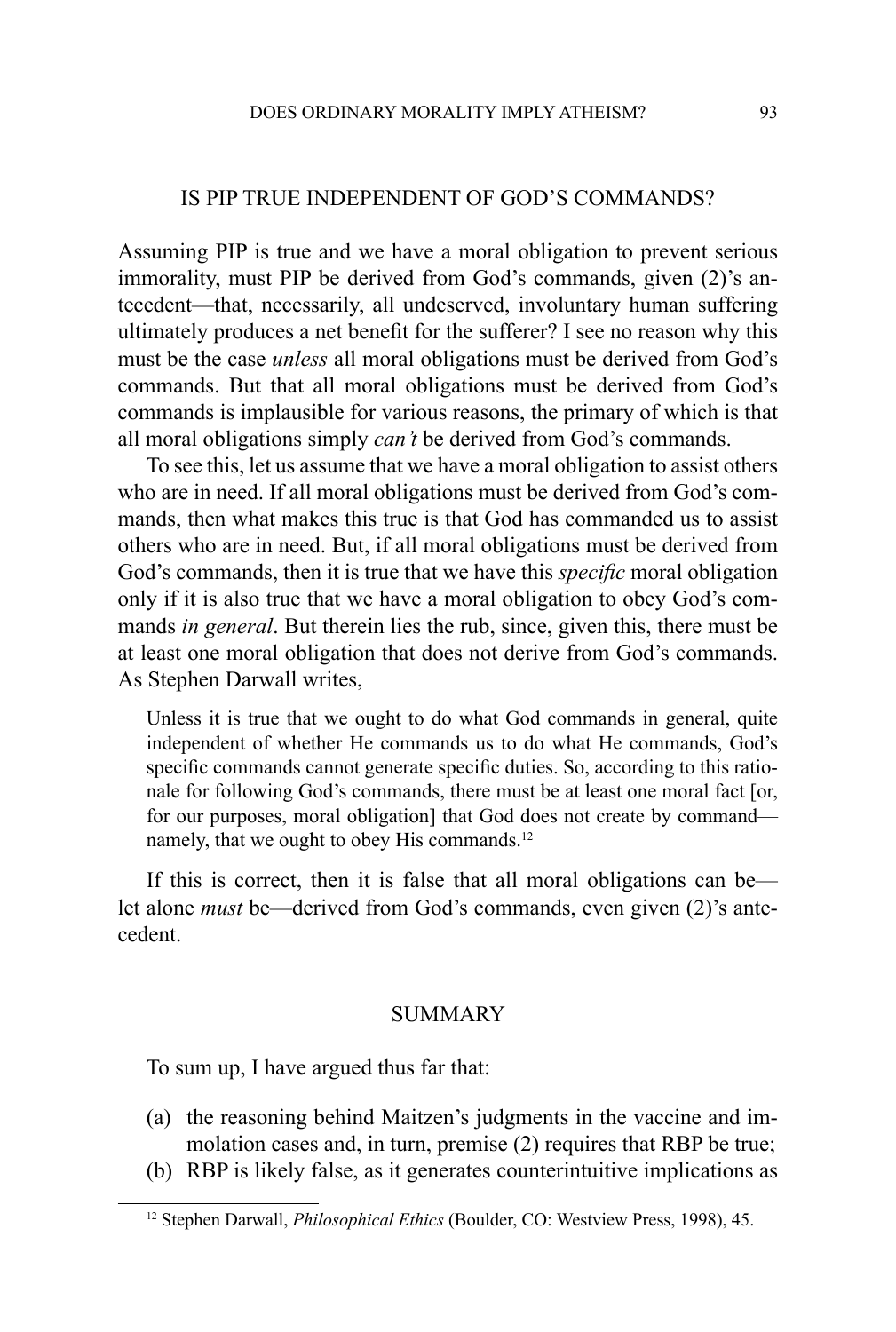## IS PIP TRUE INDEPENDENT OF GOD'S COMMANDS?

Assuming PIP is true and we have a moral obligation to prevent serious immorality, must PIP be derived from God's commands, given (2)'s antecedent—that, necessarily, all undeserved, involuntary human suffering ultimately produces a net benefit for the sufferer? I see no reason why this must be the case *unless* all moral obligations must be derived from God's commands. But that all moral obligations must be derived from God's commands is implausible for various reasons, the primary of which is that all moral obligations simply *can't* be derived from God's commands.

To see this, let us assume that we have a moral obligation to assist others who are in need. If all moral obligations must be derived from God's commands, then what makes this true is that God has commanded us to assist others who are in need. But, if all moral obligations must be derived from God's commands, then it is true that we have this *specific* moral obligation only if it is also true that we have a moral obligation to obey God's commands *in general*. But therein lies the rub, since, given this, there must be at least one moral obligation that does not derive from God's commands. As Stephen Darwall writes,

> Unless it is true that we ought to do what God commands in general, quite independent of whether He commands us to do what He commands, God's specific commands cannot generate specific duties. So, according to this rationale for following God's commands, there must be at least one moral fact [or, for our purposes, moral obligation] that God does not create by command—namely, that we ought to obey His commands.[12]

If this is correct, then it is false that all moral obligations can be—let alone *must* be—derived from God's commands, even given (2)'s antecedent.

## SUMMARY

To sum up, I have argued thus far that:

(a) the reasoning behind Maitzen's judgments in the vaccine and immolation cases and, in turn, premise (2) requires that RBP be true;
(b) RBP is likely false, as it generates counterintuitive implications as

[12] Stephen Darwall, *Philosophical Ethics* (Boulder, CO: Westview Press, 1998), 45.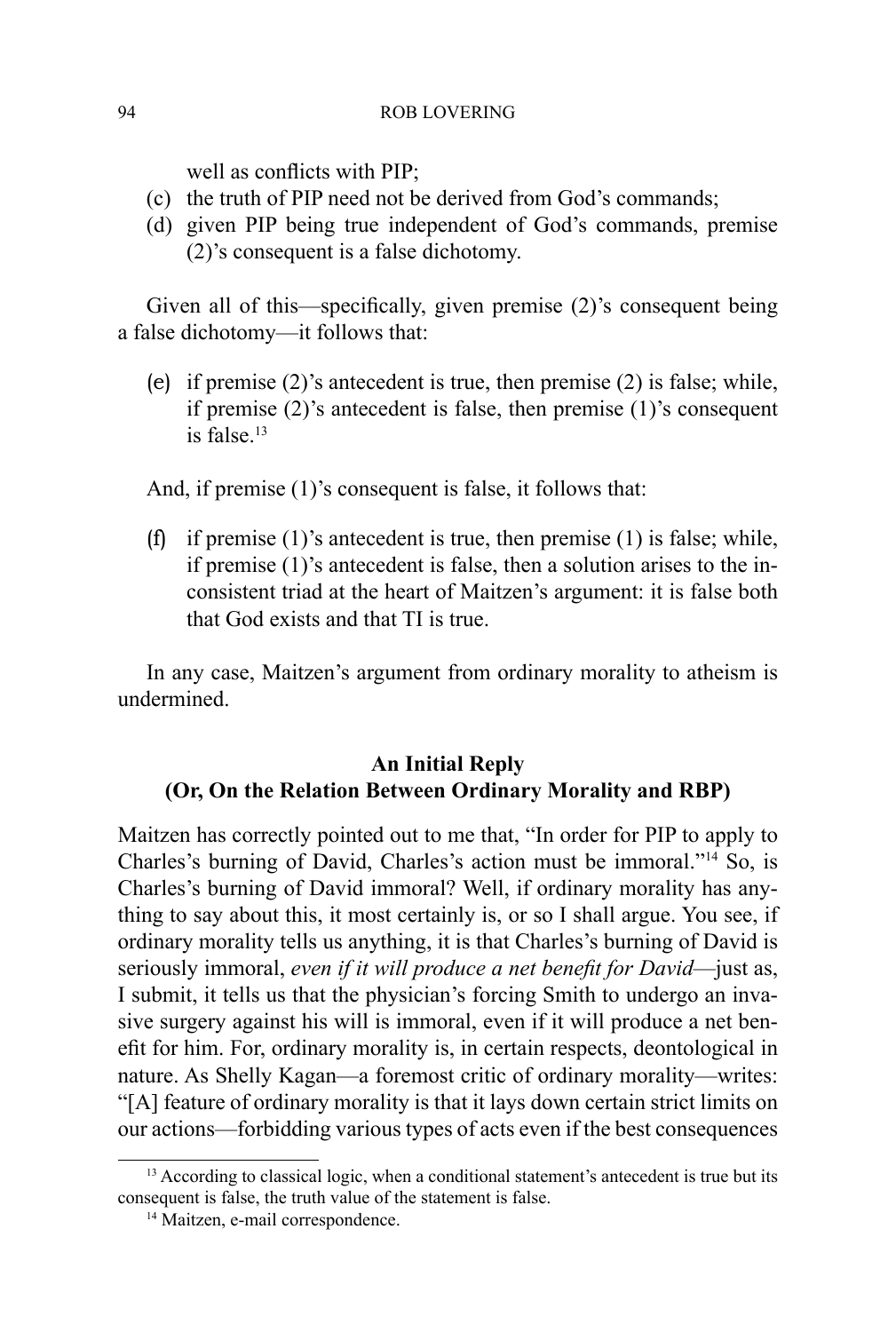well as conflicts with PIP;

(c) the truth of PIP need not be derived from God's commands;

(d) given PIP being true independent of God's commands, premise (2)'s consequent is a false dichotomy.

Given all of this—specifically, given premise (2)'s consequent being a false dichotomy—it follows that:

(e) if premise (2)'s antecedent is true, then premise (2) is false; while, if premise (2)'s antecedent is false, then premise (1)'s consequent is false.[13]

And, if premise (1)'s consequent is false, it follows that:

(f) if premise (1)'s antecedent is true, then premise (1) is false; while, if premise (1)'s antecedent is false, then a solution arises to the inconsistent triad at the heart of Maitzen's argument: it is false both that God exists and that TI is true.

In any case, Maitzen's argument from ordinary morality to atheism is undermined.

### An Initial Reply
### (Or, On the Relation Between Ordinary Morality and RBP)

Maitzen has correctly pointed out to me that, "In order for PIP to apply to Charles's burning of David, Charles's action must be immoral."[14] So, is Charles's burning of David immoral? Well, if ordinary morality has anything to say about this, it most certainly is, or so I shall argue. You see, if ordinary morality tells us anything, it is that Charles's burning of David is seriously immoral, *even if it will produce a net benefit for David*—just as, I submit, it tells us that the physician's forcing Smith to undergo an invasive surgery against his will is immoral, even if it will produce a net benefit for him. For, ordinary morality is, in certain respects, deontological in nature. As Shelly Kagan—a foremost critic of ordinary morality—writes: "[A] feature of ordinary morality is that it lays down certain strict limits on our actions—forbidding various types of acts even if the best consequences

---

[13] According to classical logic, when a conditional statement's antecedent is true but its consequent is false, the truth value of the statement is false.

[14] Maitzen, e-mail correspondence.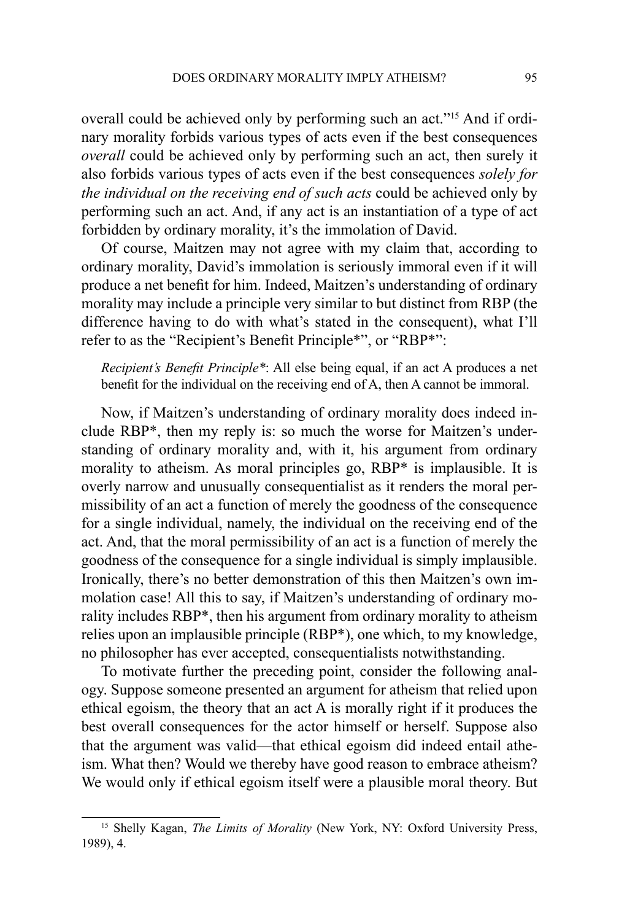overall could be achieved only by performing such an act."[15] And if ordinary morality forbids various types of acts even if the best consequences *overall* could be achieved only by performing such an act, then surely it also forbids various types of acts even if the best consequences *solely for the individual on the receiving end of such acts* could be achieved only by performing such an act. And, if any act is an instantiation of a type of act forbidden by ordinary morality, it's the immolation of David.

Of course, Maitzen may not agree with my claim that, according to ordinary morality, David's immolation is seriously immoral even if it will produce a net benefit for him. Indeed, Maitzen's understanding of ordinary morality may include a principle very similar to but distinct from RBP (the difference having to do with what's stated in the consequent), what I'll refer to as the "Recipient's Benefit Principle*", or "RBP*":

> *Recipient's Benefit Principle**: All else being equal, if an act A produces a net benefit for the individual on the receiving end of A, then A cannot be immoral.

Now, if Maitzen's understanding of ordinary morality does indeed include RBP*, then my reply is: so much the worse for Maitzen's understanding of ordinary morality and, with it, his argument from ordinary morality to atheism. As moral principles go, RBP* is implausible. It is overly narrow and unusually consequentialist as it renders the moral permissibility of an act a function of merely the goodness of the consequence for a single individual, namely, the individual on the receiving end of the act. And, that the moral permissibility of an act is a function of merely the goodness of the consequence for a single individual is simply implausible. Ironically, there's no better demonstration of this then Maitzen's own immolation case! All this to say, if Maitzen's understanding of ordinary morality includes RBP*, then his argument from ordinary morality to atheism relies upon an implausible principle (RBP*), one which, to my knowledge, no philosopher has ever accepted, consequentialists notwithstanding.

To motivate further the preceding point, consider the following analogy. Suppose someone presented an argument for atheism that relied upon ethical egoism, the theory that an act A is morally right if it produces the best overall consequences for the actor himself or herself. Suppose also that the argument was valid—that ethical egoism did indeed entail atheism. What then? Would we thereby have good reason to embrace atheism? We would only if ethical egoism itself were a plausible moral theory. But

---

[15] Shelly Kagan, *The Limits of Morality* (New York, NY: Oxford University Press, 1989), 4.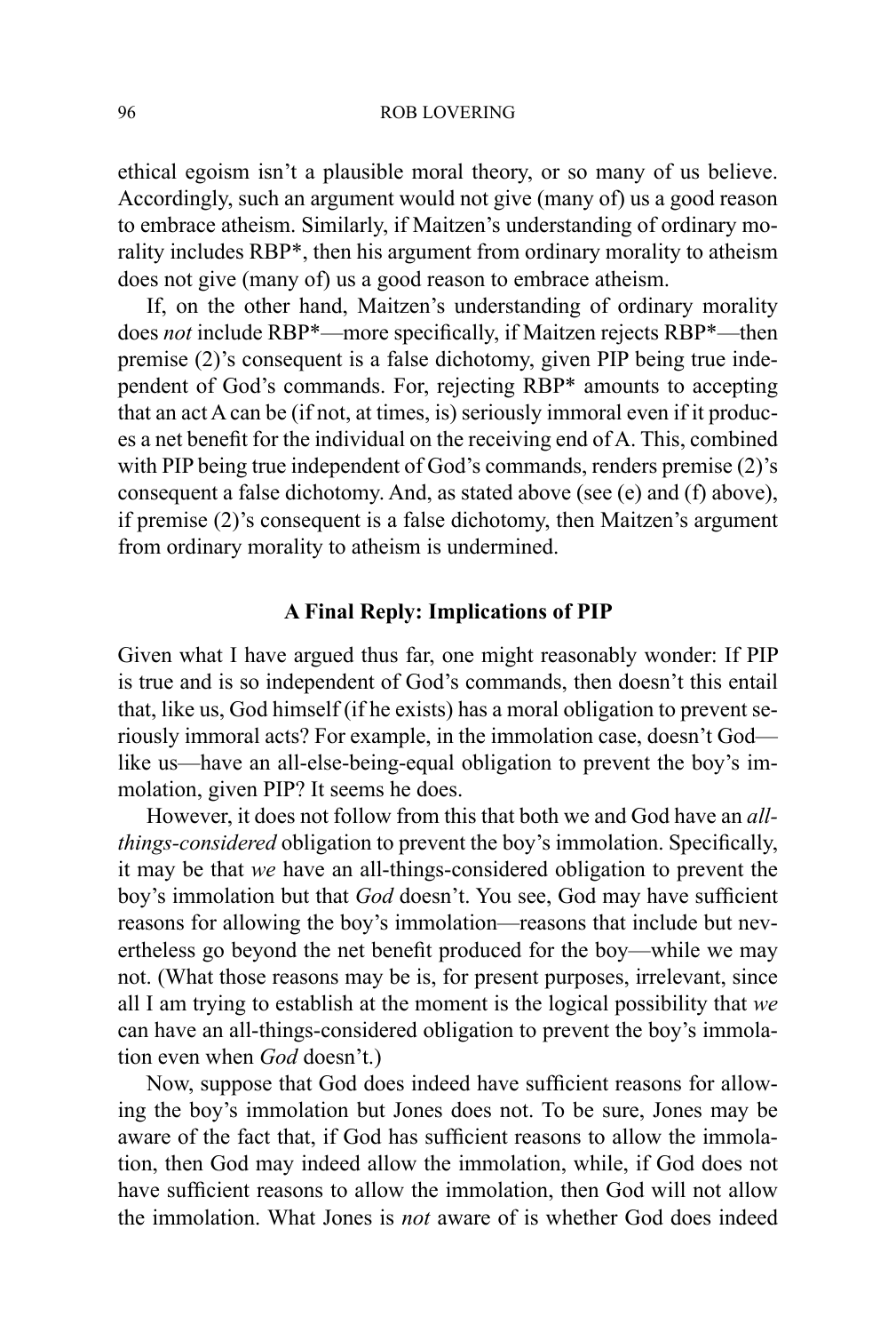ethical egoism isn't a plausible moral theory, or so many of us believe. Accordingly, such an argument would not give (many of) us a good reason to embrace atheism. Similarly, if Maitzen's understanding of ordinary morality includes RBP*, then his argument from ordinary morality to atheism does not give (many of) us a good reason to embrace atheism.

If, on the other hand, Maitzen's understanding of ordinary morality does *not* include RBP*—more specifically, if Maitzen rejects RBP*—then premise (2)'s consequent is a false dichotomy, given PIP being true independent of God's commands. For, rejecting RBP* amounts to accepting that an act A can be (if not, at times, is) seriously immoral even if it produces a net benefit for the individual on the receiving end of A. This, combined with PIP being true independent of God's commands, renders premise (2)'s consequent a false dichotomy. And, as stated above (see (e) and (f) above), if premise (2)'s consequent is a false dichotomy, then Maitzen's argument from ordinary morality to atheism is undermined.

## A Final Reply: Implications of PIP

Given what I have argued thus far, one might reasonably wonder: If PIP is true and is so independent of God's commands, then doesn't this entail that, like us, God himself (if he exists) has a moral obligation to prevent seriously immoral acts? For example, in the immolation case, doesn't God—like us—have an all-else-being-equal obligation to prevent the boy's immolation, given PIP? It seems he does.

However, it does not follow from this that both we and God have an *all-things-considered* obligation to prevent the boy's immolation. Specifically, it may be that *we* have an all-things-considered obligation to prevent the boy's immolation but that *God* doesn't. You see, God may have sufficient reasons for allowing the boy's immolation—reasons that include but nevertheless go beyond the net benefit produced for the boy—while we may not. (What those reasons may be is, for present purposes, irrelevant, since all I am trying to establish at the moment is the logical possibility that *we* can have an all-things-considered obligation to prevent the boy's immolation even when *God* doesn't.)

Now, suppose that God does indeed have sufficient reasons for allowing the boy's immolation but Jones does not. To be sure, Jones may be aware of the fact that, if God has sufficient reasons to allow the immolation, then God may indeed allow the immolation, while, if God does not have sufficient reasons to allow the immolation, then God will not allow the immolation. What Jones is *not* aware of is whether God does indeed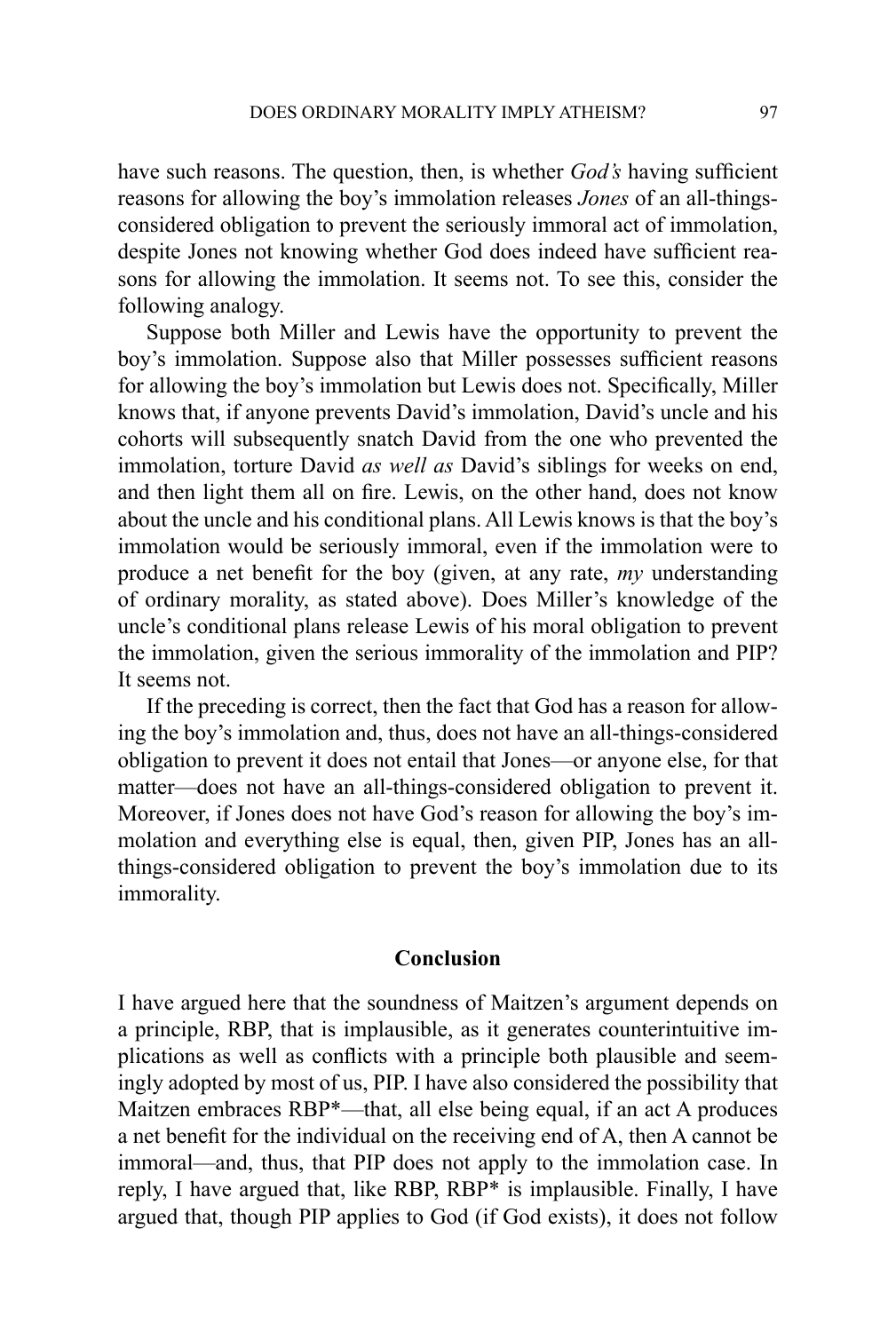have such reasons. The question, then, is whether *God's* having sufficient reasons for allowing the boy's immolation releases *Jones* of an all-things-considered obligation to prevent the seriously immoral act of immolation, despite Jones not knowing whether God does indeed have sufficient reasons for allowing the immolation. It seems not. To see this, consider the following analogy.

Suppose both Miller and Lewis have the opportunity to prevent the boy's immolation. Suppose also that Miller possesses sufficient reasons for allowing the boy's immolation but Lewis does not. Specifically, Miller knows that, if anyone prevents David's immolation, David's uncle and his cohorts will subsequently snatch David from the one who prevented the immolation, torture David *as well as* David's siblings for weeks on end, and then light them all on fire. Lewis, on the other hand, does not know about the uncle and his conditional plans. All Lewis knows is that the boy's immolation would be seriously immoral, even if the immolation were to produce a net benefit for the boy (given, at any rate, *my* understanding of ordinary morality, as stated above). Does Miller's knowledge of the uncle's conditional plans release Lewis of his moral obligation to prevent the immolation, given the serious immorality of the immolation and PIP? It seems not.

If the preceding is correct, then the fact that God has a reason for allowing the boy's immolation and, thus, does not have an all-things-considered obligation to prevent it does not entail that Jones—or anyone else, for that matter—does not have an all-things-considered obligation to prevent it. Moreover, if Jones does not have God's reason for allowing the boy's immolation and everything else is equal, then, given PIP, Jones has an all-things-considered obligation to prevent the boy's immolation due to its immorality.

## Conclusion

I have argued here that the soundness of Maitzen's argument depends on a principle, RBP, that is implausible, as it generates counterintuitive implications as well as conflicts with a principle both plausible and seemingly adopted by most of us, PIP. I have also considered the possibility that Maitzen embraces RBP*—that, all else being equal, if an act A produces a net benefit for the individual on the receiving end of A, then A cannot be immoral—and, thus, that PIP does not apply to the immolation case. In reply, I have argued that, like RBP, RBP* is implausible. Finally, I have argued that, though PIP applies to God (if God exists), it does not follow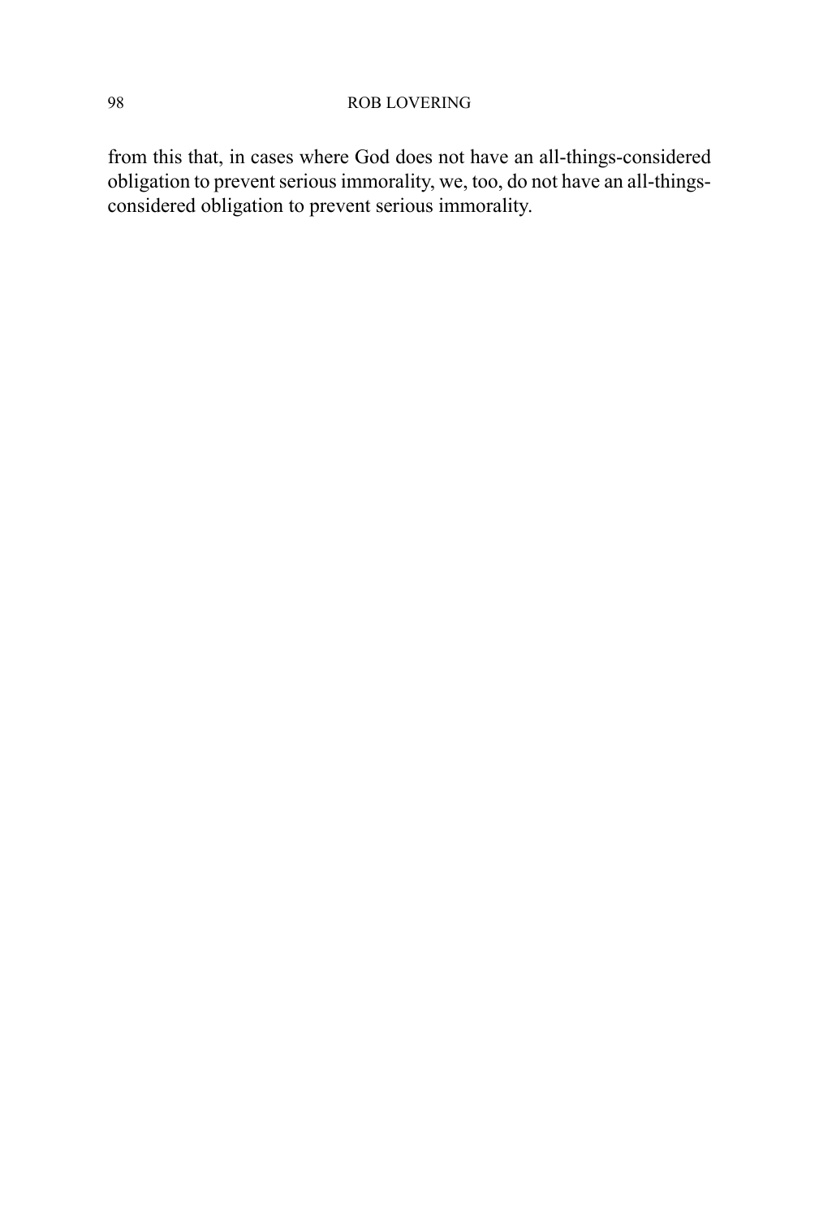from this that, in cases where God does not have an all-things-considered obligation to prevent serious immorality, we, too, do not have an all-things-considered obligation to prevent serious immorality.